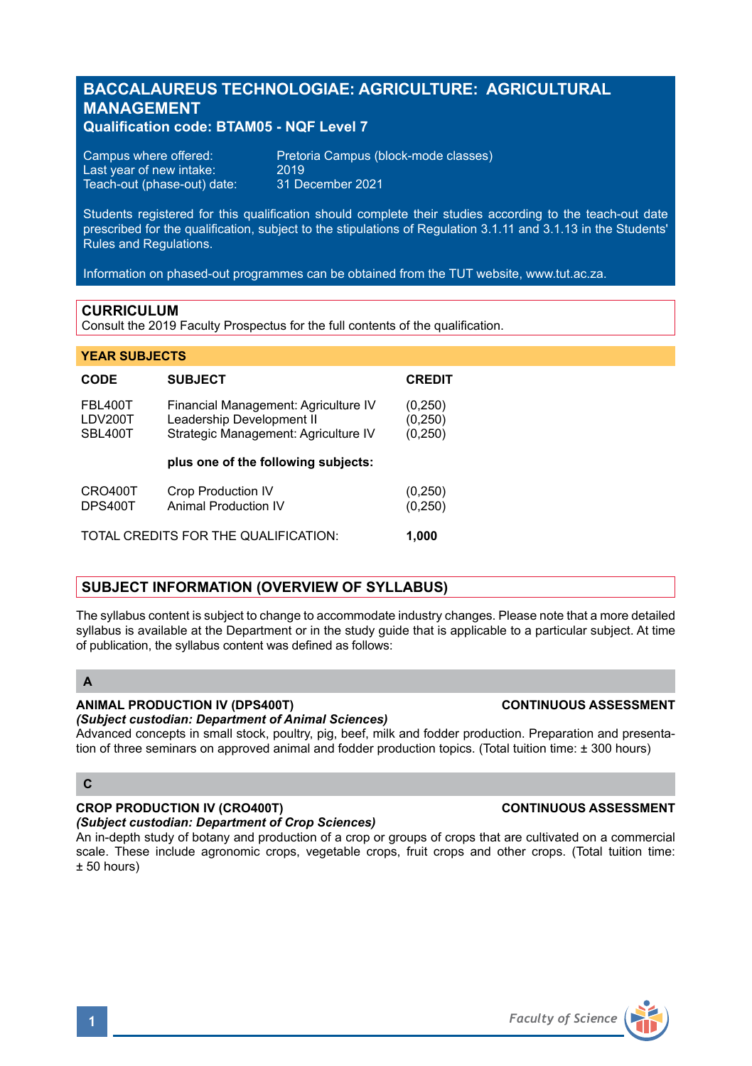# BACCALAUREUS TECHNOLOGIAE: AGRICULTURE: AGRICULTURAL MANAGEMENT

**Qualification code: BTAM05 - NQF Level 7**

Campus where offered: Pretoria Campus (block-mode classes)
Last year of new intake: 2019
Teach-out (phase-out) date: 31 December 2021

Students registered for this qualification should complete their studies according to the teach-out date prescribed for the qualification, subject to the stipulations of Regulation 3.1.11 and 3.1.13 in the Students' Rules and Regulations.

Information on phased-out programmes can be obtained from the TUT website, www.tut.ac.za.

## CURRICULUM

Consult the 2019 Faculty Prospectus for the full contents of the qualification.

### YEAR SUBJECTS

| CODE | SUBJECT | CREDIT |
|---|---|---|
| FBL400T | Financial Management: Agriculture IV | (0,250) |
| LDV200T | Leadership Development II | (0,250) |
| SBL400T | Strategic Management: Agriculture IV | (0,250) |
| | **plus one of the following subjects:** | |
| CRO400T | Crop Production IV | (0,250) |
| DPS400T | Animal Production IV | (0,250) |
| TOTAL CREDITS FOR THE QUALIFICATION: | | **1,000** |

## SUBJECT INFORMATION (OVERVIEW OF SYLLABUS)

The syllabus content is subject to change to accommodate industry changes. Please note that a more detailed syllabus is available at the Department or in the study guide that is applicable to a particular subject. At time of publication, the syllabus content was defined as follows:

### A

**ANIMAL PRODUCTION IV (DPS400T)** — **CONTINUOUS ASSESSMENT**
***(Subject custodian: Department of Animal Sciences)***
Advanced concepts in small stock, poultry, pig, beef, milk and fodder production. Preparation and presentation of three seminars on approved animal and fodder production topics. (Total tuition time: ± 300 hours)

### C

**CROP PRODUCTION IV (CRO400T)** — **CONTINUOUS ASSESSMENT**
***(Subject custodian: Department of Crop Sciences)***
An in-depth study of botany and production of a crop or groups of crops that are cultivated on a commercial scale. These include agronomic crops, vegetable crops, fruit crops and other crops. (Total tuition time: ± 50 hours)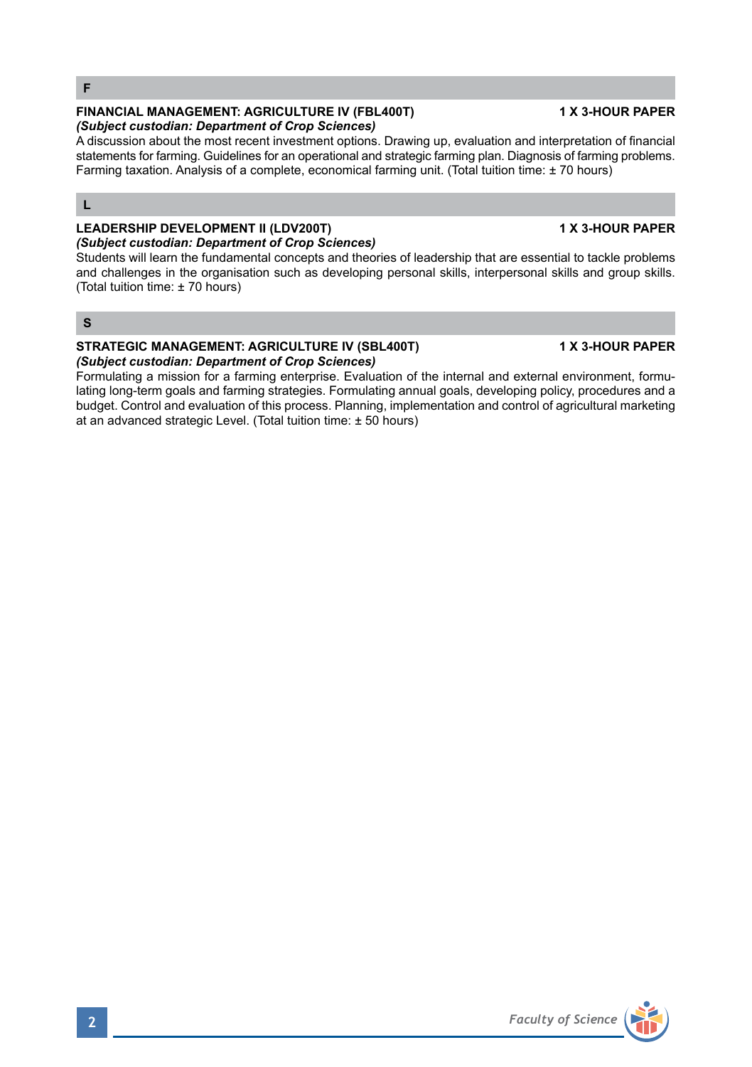## F

**FINANCIAL MANAGEMENT: AGRICULTURE IV (FBL400T)** **1 X 3-HOUR PAPER**
***(Subject custodian: Department of Crop Sciences)***
A discussion about the most recent investment options. Drawing up, evaluation and interpretation of financial statements for farming. Guidelines for an operational and strategic farming plan. Diagnosis of farming problems. Farming taxation. Analysis of a complete, economical farming unit. (Total tuition time: ± 70 hours)

## L

**LEADERSHIP DEVELOPMENT II (LDV200T)** **1 X 3-HOUR PAPER**
***(Subject custodian: Department of Crop Sciences)***
Students will learn the fundamental concepts and theories of leadership that are essential to tackle problems and challenges in the organisation such as developing personal skills, interpersonal skills and group skills. (Total tuition time: ± 70 hours)

## S

**STRATEGIC MANAGEMENT: AGRICULTURE IV (SBL400T)** **1 X 3-HOUR PAPER**
***(Subject custodian: Department of Crop Sciences)***
Formulating a mission for a farming enterprise. Evaluation of the internal and external environment, formulating long-term goals and farming strategies. Formulating annual goals, developing policy, procedures and a budget. Control and evaluation of this process. Planning, implementation and control of agricultural marketing at an advanced strategic Level. (Total tuition time: ± 50 hours)